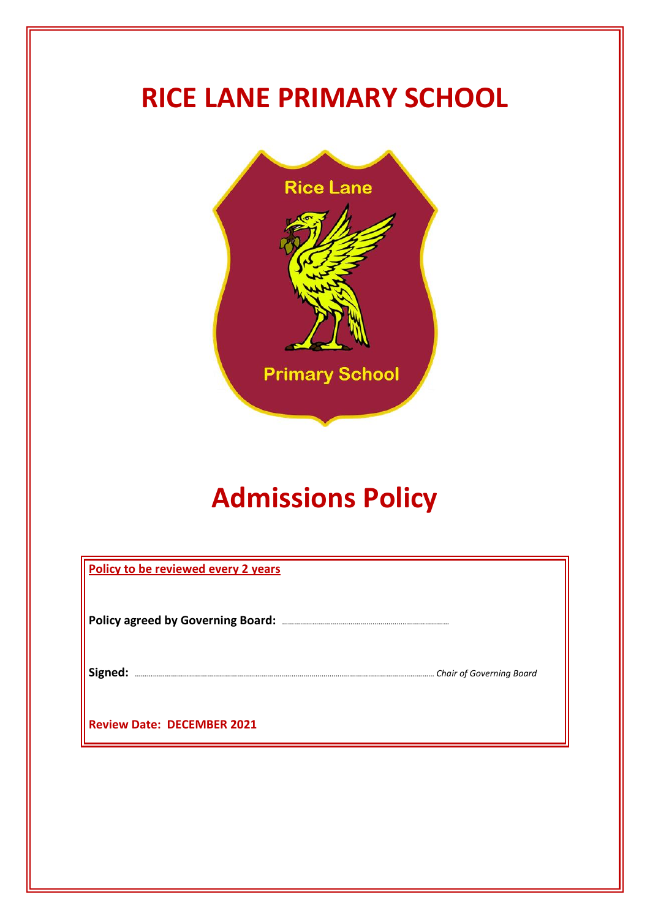# RICE LANE PRIMARY SCHOOL

# Admissions Policy

**Policy to be reviewed every 2 years**

**Policy agreed by Governing Board:** ..........................................................................

**Signed:** .......................................................................................................................... *Chair of Governing Board*

**Review Date: DECEMBER 2021**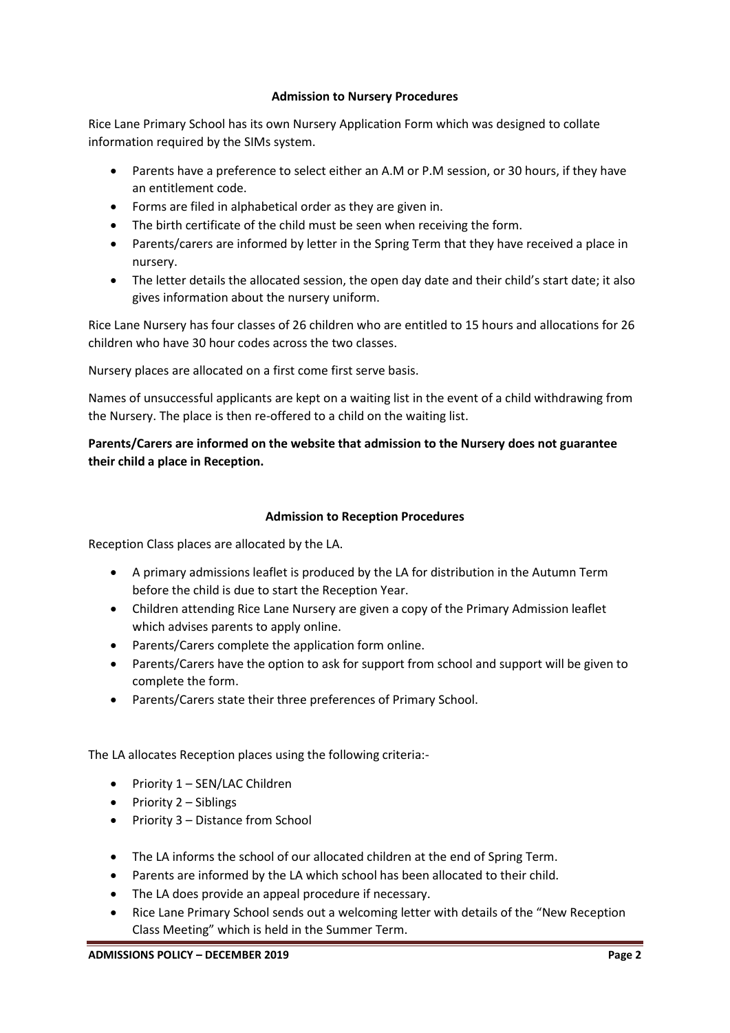## Admission to Nursery Procedures

Rice Lane Primary School has its own Nursery Application Form which was designed to collate information required by the SIMs system.

- Parents have a preference to select either an A.M or P.M session, or 30 hours, if they have an entitlement code.
- Forms are filed in alphabetical order as they are given in.
- The birth certificate of the child must be seen when receiving the form.
- Parents/carers are informed by letter in the Spring Term that they have received a place in nursery.
- The letter details the allocated session, the open day date and their child's start date; it also gives information about the nursery uniform.

Rice Lane Nursery has four classes of 26 children who are entitled to 15 hours and allocations for 26 children who have 30 hour codes across the two classes.

Nursery places are allocated on a first come first serve basis.

Names of unsuccessful applicants are kept on a waiting list in the event of a child withdrawing from the Nursery. The place is then re-offered to a child on the waiting list.

**Parents/Carers are informed on the website that admission to the Nursery does not guarantee their child a place in Reception.**

## Admission to Reception Procedures

Reception Class places are allocated by the LA.

- A primary admissions leaflet is produced by the LA for distribution in the Autumn Term before the child is due to start the Reception Year.
- Children attending Rice Lane Nursery are given a copy of the Primary Admission leaflet which advises parents to apply online.
- Parents/Carers complete the application form online.
- Parents/Carers have the option to ask for support from school and support will be given to complete the form.
- Parents/Carers state their three preferences of Primary School.

The LA allocates Reception places using the following criteria:-

- Priority 1 – SEN/LAC Children
- Priority 2 – Siblings
- Priority 3 – Distance from School

- The LA informs the school of our allocated children at the end of Spring Term.
- Parents are informed by the LA which school has been allocated to their child.
- The LA does provide an appeal procedure if necessary.
- Rice Lane Primary School sends out a welcoming letter with details of the "New Reception Class Meeting" which is held in the Summer Term.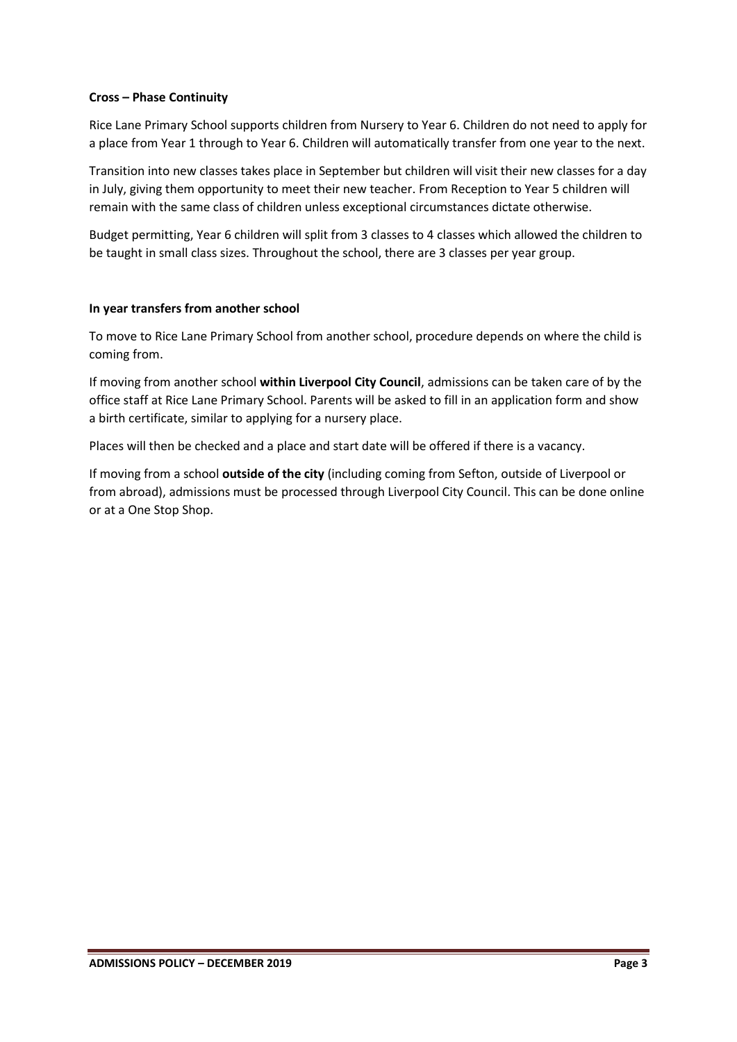**Cross – Phase Continuity**

Rice Lane Primary School supports children from Nursery to Year 6. Children do not need to apply for a place from Year 1 through to Year 6. Children will automatically transfer from one year to the next.

Transition into new classes takes place in September but children will visit their new classes for a day in July, giving them opportunity to meet their new teacher. From Reception to Year 5 children will remain with the same class of children unless exceptional circumstances dictate otherwise.

Budget permitting, Year 6 children will split from 3 classes to 4 classes which allowed the children to be taught in small class sizes. Throughout the school, there are 3 classes per year group.

**In year transfers from another school**

To move to Rice Lane Primary School from another school, procedure depends on where the child is coming from.

If moving from another school **within Liverpool City Council**, admissions can be taken care of by the office staff at Rice Lane Primary School. Parents will be asked to fill in an application form and show a birth certificate, similar to applying for a nursery place.

Places will then be checked and a place and start date will be offered if there is a vacancy.

If moving from a school **outside of the city** (including coming from Sefton, outside of Liverpool or from abroad), admissions must be processed through Liverpool City Council. This can be done online or at a One Stop Shop.